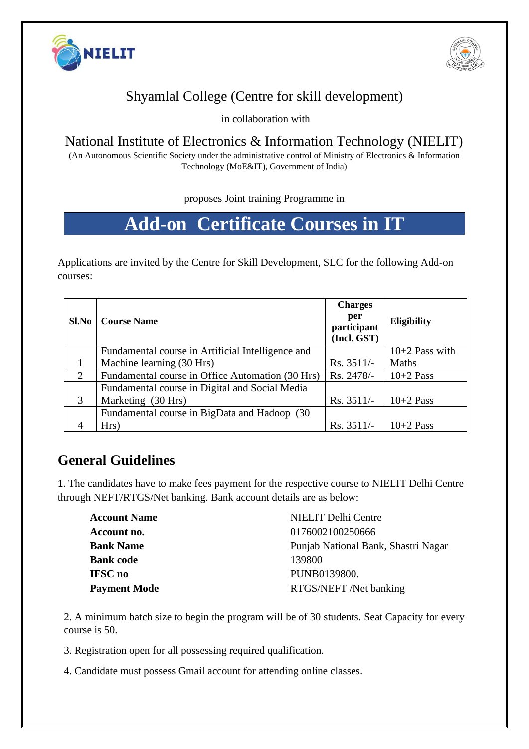# Shyamlal College (Centre for skill development)

in collaboration with

## National Institute of Electronics & Information Technology (NIELIT)

(An Autonomous Scientific Society under the administrative control of Ministry of Electronics & Information Technology (MoE&IT), Government of India)

proposes Joint training Programme in

# Add-on Certificate Courses in IT

Applications are invited by the Centre for Skill Development, SLC for the following Add-on courses:

| Sl.No | Course Name | Charges per participant (Incl. GST) | Eligibility |
|---|---|---|---|
| 1 | Fundamental course in Artificial Intelligence and Machine learning (30 Hrs) | Rs. 3511/- | 10+2 Pass with Maths |
| 2 | Fundamental course in Office Automation (30 Hrs) | Rs. 2478/- | 10+2 Pass |
| 3 | Fundamental course in Digital and Social Media Marketing (30 Hrs) | Rs. 3511/- | 10+2 Pass |
| 4 | Fundamental course in BigData and Hadoop (30 Hrs) | Rs. 3511/- | 10+2 Pass |

## General Guidelines

1. The candidates have to make fees payment for the respective course to NIELIT Delhi Centre through NEFT/RTGS/Net banking. Bank account details are as below:

| | |
|---|---|
| **Account Name** | NIELIT Delhi Centre |
| **Account no.** | 0176002100250666 |
| **Bank Name** | Punjab National Bank, Shastri Nagar |
| **Bank code** | 139800 |
| **IFSC no** | PUNB0139800. |
| **Payment Mode** | RTGS/NEFT /Net banking |

2. A minimum batch size to begin the program will be of 30 students. Seat Capacity for every course is 50.

3. Registration open for all possessing required qualification.

4. Candidate must possess Gmail account for attending online classes.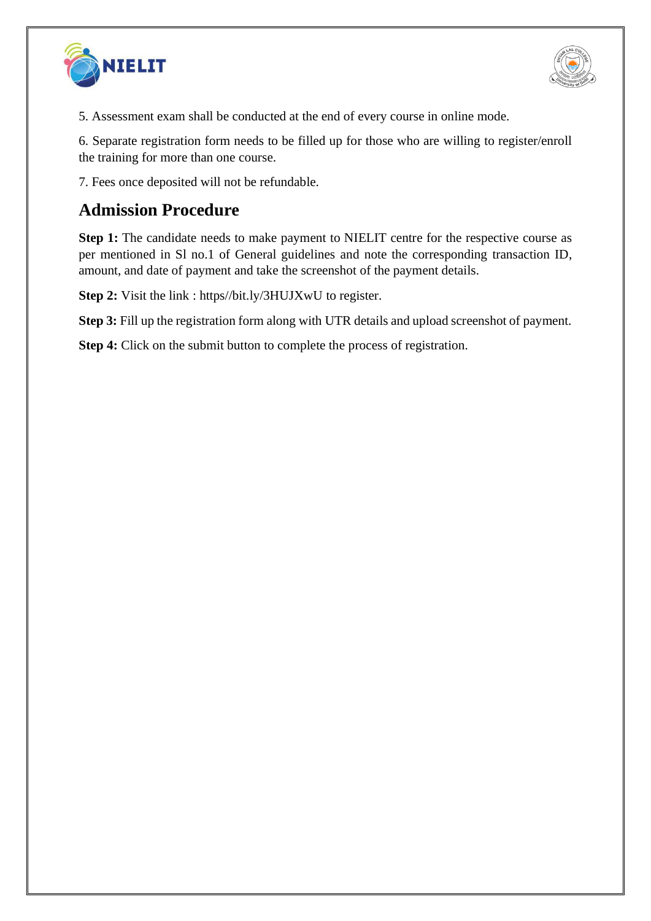5. Assessment exam shall be conducted at the end of every course in online mode.

6. Separate registration form needs to be filled up for those who are willing to register/enroll the training for more than one course.

7. Fees once deposited will not be refundable.

## Admission Procedure

**Step 1:** The candidate needs to make payment to NIELIT centre for the respective course as per mentioned in Sl no.1 of General guidelines and note the corresponding transaction ID, amount, and date of payment and take the screenshot of the payment details.

**Step 2:** Visit the link : https//bit.ly/3HUJXwU to register.

**Step 3:** Fill up the registration form along with UTR details and upload screenshot of payment.

**Step 4:** Click on the submit button to complete the process of registration.